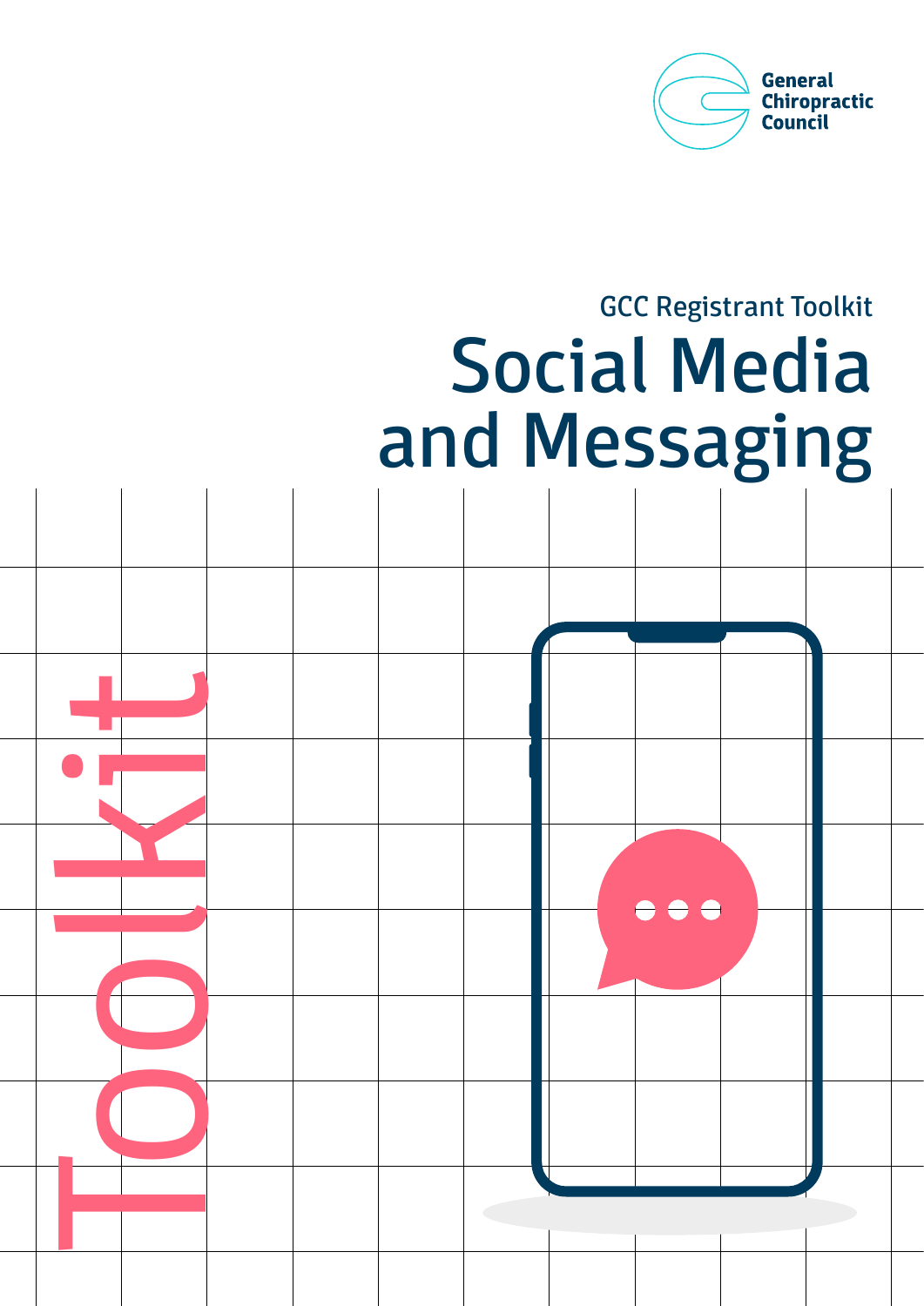General Chiropractic Council

GCC Registrant Toolkit

# Social Media and Messaging

Toolkit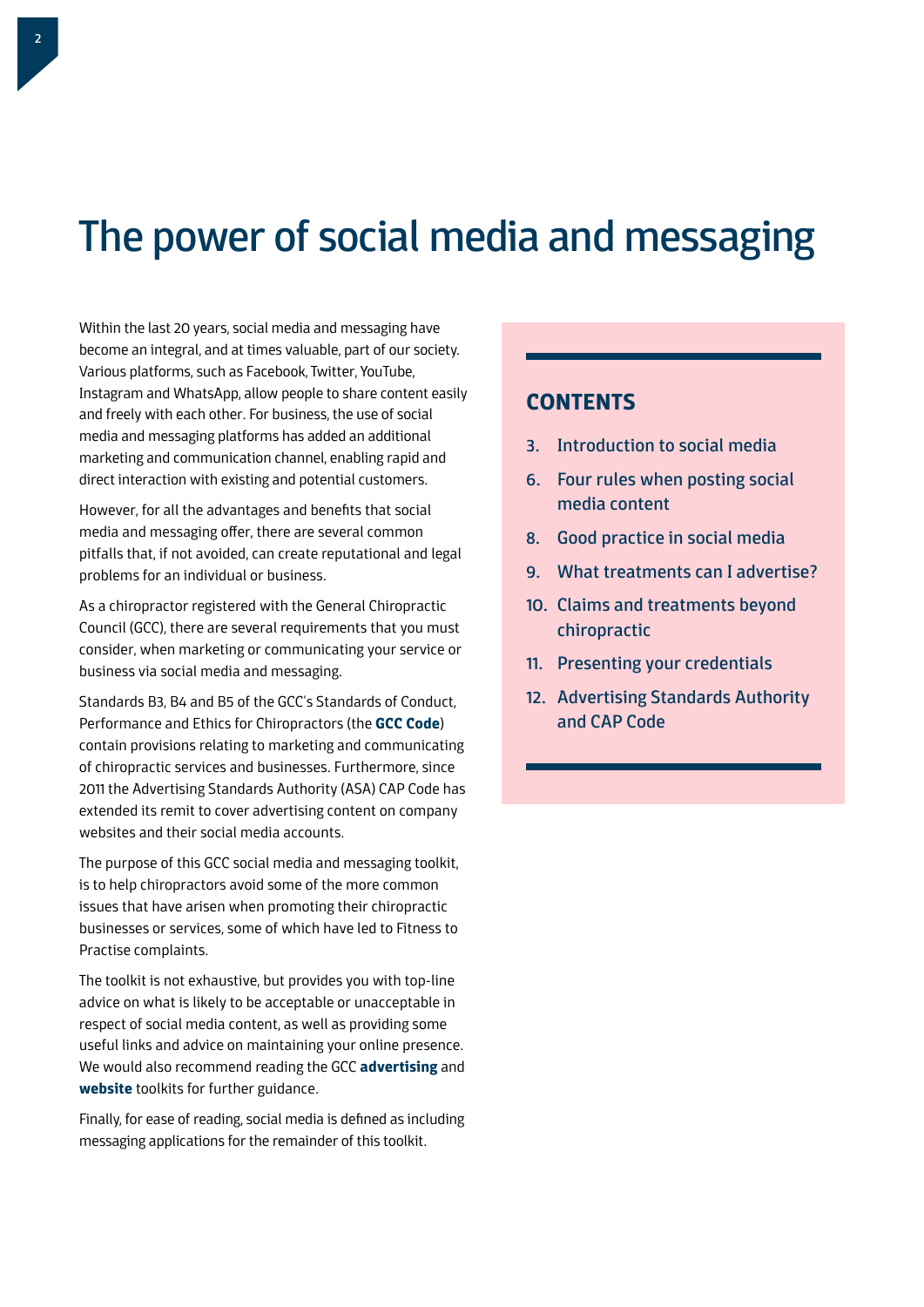# The power of social media and messaging

Within the last 20 years, social media and messaging have become an integral, and at times valuable, part of our society. Various platforms, such as Facebook, Twitter, YouTube, Instagram and WhatsApp, allow people to share content easily and freely with each other. For business, the use of social media and messaging platforms has added an additional marketing and communication channel, enabling rapid and direct interaction with existing and potential customers.

However, for all the advantages and benefits that social media and messaging offer, there are several common pitfalls that, if not avoided, can create reputational and legal problems for an individual or business.

As a chiropractor registered with the General Chiropractic Council (GCC), there are several requirements that you must consider, when marketing or communicating your service or business via social media and messaging.

Standards B3, B4 and B5 of the GCC's Standards of Conduct, Performance and Ethics for Chiropractors (the **GCC Code**) contain provisions relating to marketing and communicating of chiropractic services and businesses. Furthermore, since 2011 the Advertising Standards Authority (ASA) CAP Code has extended its remit to cover advertising content on company websites and their social media accounts.

The purpose of this GCC social media and messaging toolkit, is to help chiropractors avoid some of the more common issues that have arisen when promoting their chiropractic businesses or services, some of which have led to Fitness to Practise complaints.

The toolkit is not exhaustive, but provides you with top-line advice on what is likely to be acceptable or unacceptable in respect of social media content, as well as providing some useful links and advice on maintaining your online presence. We would also recommend reading the GCC **advertising** and **website** toolkits for further guidance.

Finally, for ease of reading, social media is defined as including messaging applications for the remainder of this toolkit.

## CONTENTS

3. Introduction to social media
6. Four rules when posting social media content
8. Good practice in social media
9. What treatments can I advertise?
10. Claims and treatments beyond chiropractic
11. Presenting your credentials
12. Advertising Standards Authority and CAP Code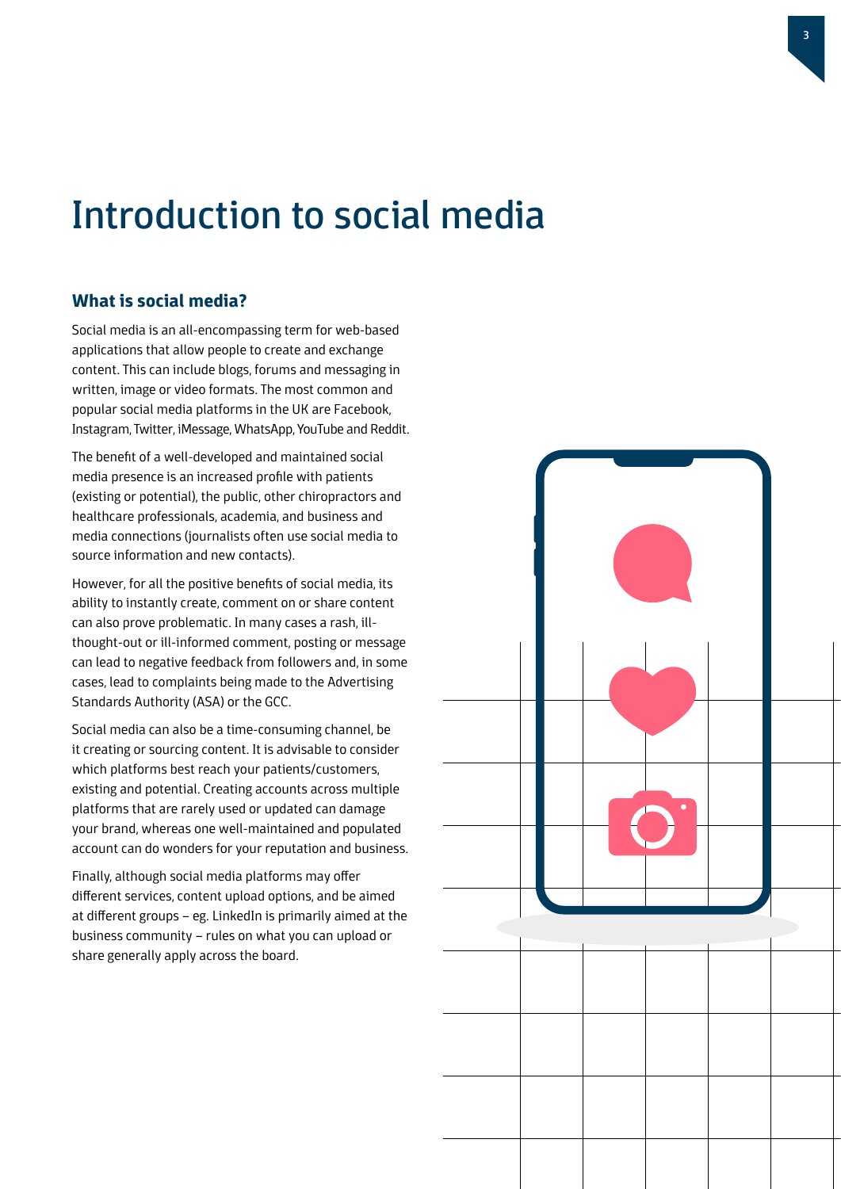# Introduction to social media

## What is social media?

Social media is an all-encompassing term for web-based applications that allow people to create and exchange content. This can include blogs, forums and messaging in written, image or video formats. The most common and popular social media platforms in the UK are Facebook, Instagram, Twitter, iMessage, WhatsApp, YouTube and Reddit.

The benefit of a well-developed and maintained social media presence is an increased profile with patients (existing or potential), the public, other chiropractors and healthcare professionals, academia, and business and media connections (journalists often use social media to source information and new contacts).

However, for all the positive benefits of social media, its ability to instantly create, comment on or share content can also prove problematic. In many cases a rash, ill-thought-out or ill-informed comment, posting or message can lead to negative feedback from followers and, in some cases, lead to complaints being made to the Advertising Standards Authority (ASA) or the GCC.

Social media can also be a time-consuming channel, be it creating or sourcing content. It is advisable to consider which platforms best reach your patients/customers, existing and potential. Creating accounts across multiple platforms that are rarely used or updated can damage your brand, whereas one well-maintained and populated account can do wonders for your reputation and business.

Finally, although social media platforms may offer different services, content upload options, and be aimed at different groups – eg. LinkedIn is primarily aimed at the business community – rules on what you can upload or share generally apply across the board.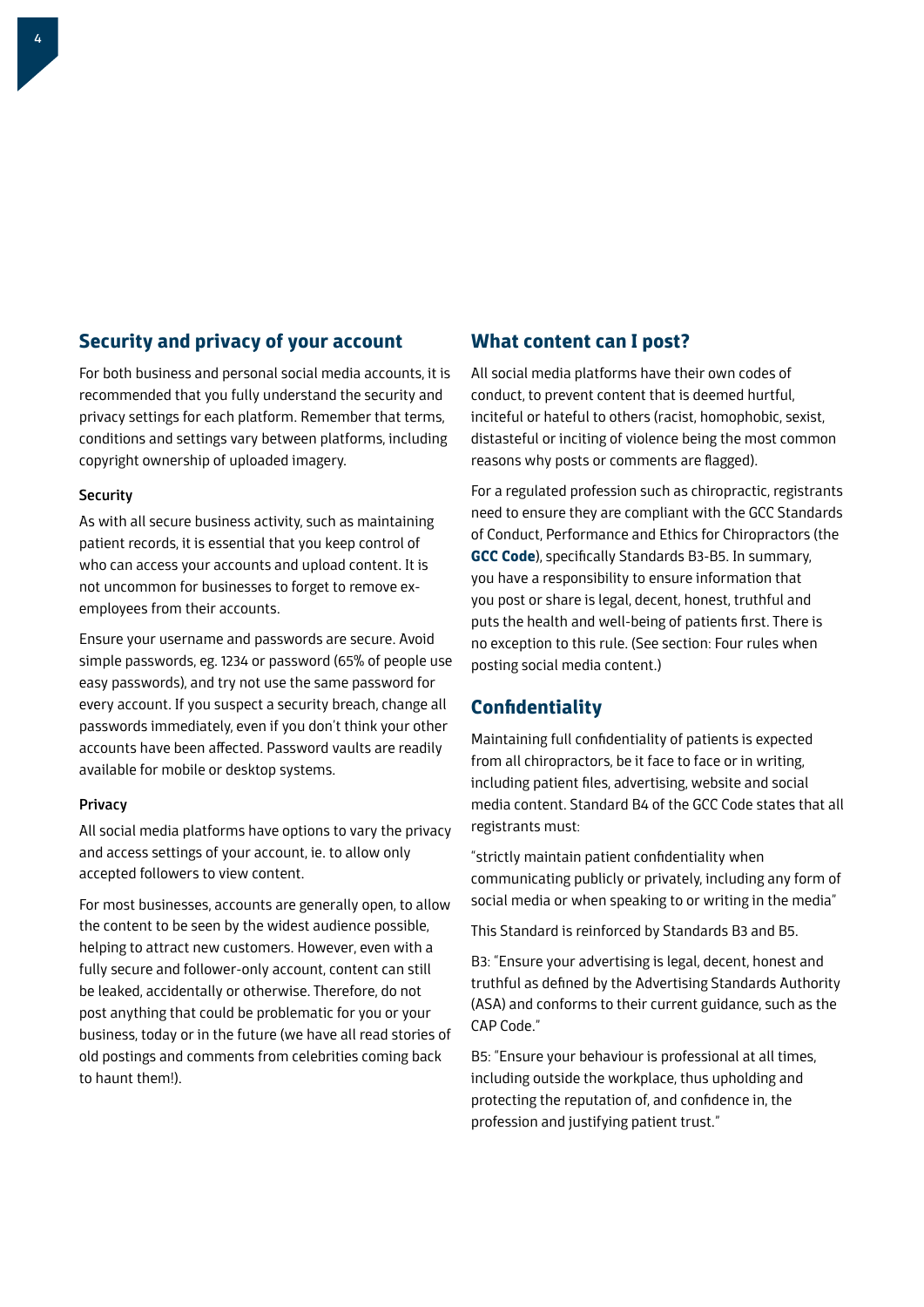## Security and privacy of your account

For both business and personal social media accounts, it is recommended that you fully understand the security and privacy settings for each platform. Remember that terms, conditions and settings vary between platforms, including copyright ownership of uploaded imagery.

### Security

As with all secure business activity, such as maintaining patient records, it is essential that you keep control of who can access your accounts and upload content. It is not uncommon for businesses to forget to remove ex-employees from their accounts.

Ensure your username and passwords are secure. Avoid simple passwords, eg. 1234 or password (65% of people use easy passwords), and try not use the same password for every account. If you suspect a security breach, change all passwords immediately, even if you don't think your other accounts have been affected. Password vaults are readily available for mobile or desktop systems.

### Privacy

All social media platforms have options to vary the privacy and access settings of your account, ie. to allow only accepted followers to view content.

For most businesses, accounts are generally open, to allow the content to be seen by the widest audience possible, helping to attract new customers. However, even with a fully secure and follower-only account, content can still be leaked, accidentally or otherwise. Therefore, do not post anything that could be problematic for you or your business, today or in the future (we have all read stories of old postings and comments from celebrities coming back to haunt them!).

## What content can I post?

All social media platforms have their own codes of conduct, to prevent content that is deemed hurtful, inciteful or hateful to others (racist, homophobic, sexist, distasteful or inciting of violence being the most common reasons why posts or comments are flagged).

For a regulated profession such as chiropractic, registrants need to ensure they are compliant with the GCC Standards of Conduct, Performance and Ethics for Chiropractors (the **GCC Code**), specifically Standards B3-B5. In summary, you have a responsibility to ensure information that you post or share is legal, decent, honest, truthful and puts the health and well-being of patients first. There is no exception to this rule. (See section: Four rules when posting social media content.)

## Confidentiality

Maintaining full confidentiality of patients is expected from all chiropractors, be it face to face or in writing, including patient files, advertising, website and social media content. Standard B4 of the GCC Code states that all registrants must:

"strictly maintain patient confidentiality when communicating publicly or privately, including any form of social media or when speaking to or writing in the media"

This Standard is reinforced by Standards B3 and B5.

B3: "Ensure your advertising is legal, decent, honest and truthful as defined by the Advertising Standards Authority (ASA) and conforms to their current guidance, such as the CAP Code."

B5: "Ensure your behaviour is professional at all times, including outside the workplace, thus upholding and protecting the reputation of, and confidence in, the profession and justifying patient trust."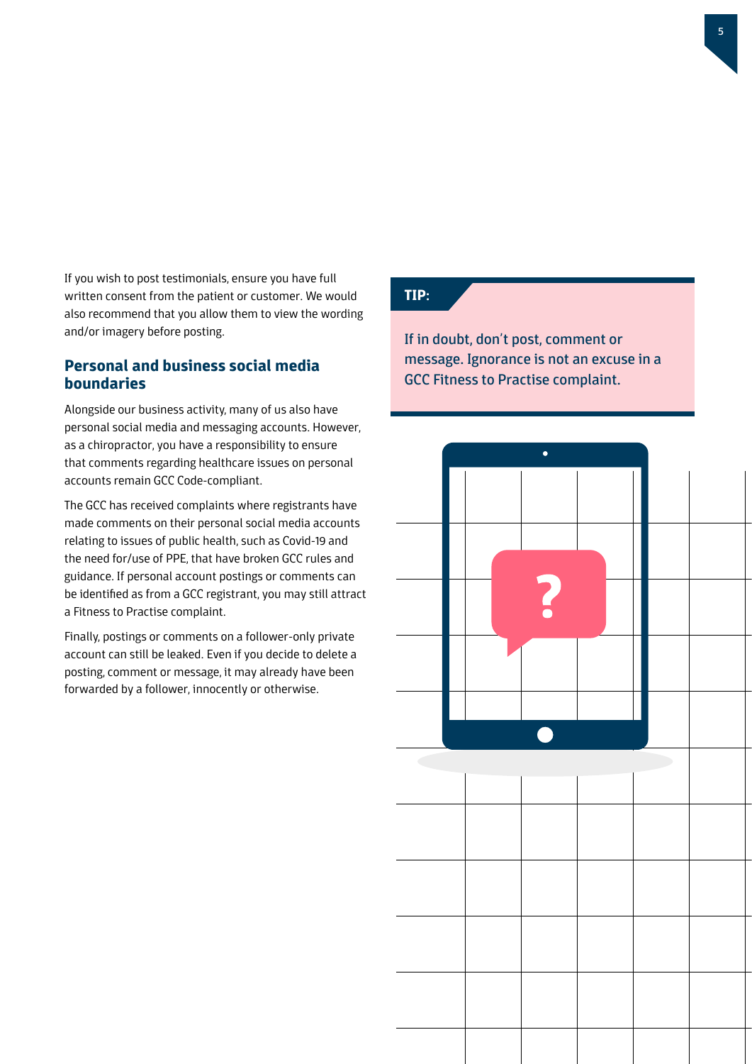If you wish to post testimonials, ensure you have full written consent from the patient or customer. We would also recommend that you allow them to view the wording and/or imagery before posting.

## Personal and business social media boundaries

Alongside our business activity, many of us also have personal social media and messaging accounts. However, as a chiropractor, you have a responsibility to ensure that comments regarding healthcare issues on personal accounts remain GCC Code-compliant.

The GCC has received complaints where registrants have made comments on their personal social media accounts relating to issues of public health, such as Covid-19 and the need for/use of PPE, that have broken GCC rules and guidance. If personal account postings or comments can be identified as from a GCC registrant, you may still attract a Fitness to Practise complaint.

Finally, postings or comments on a follower-only private account can still be leaked. Even if you decide to delete a posting, comment or message, it may already have been forwarded by a follower, innocently or otherwise.

**TIP:**

If in doubt, don't post, comment or message. Ignorance is not an excuse in a GCC Fitness to Practise complaint.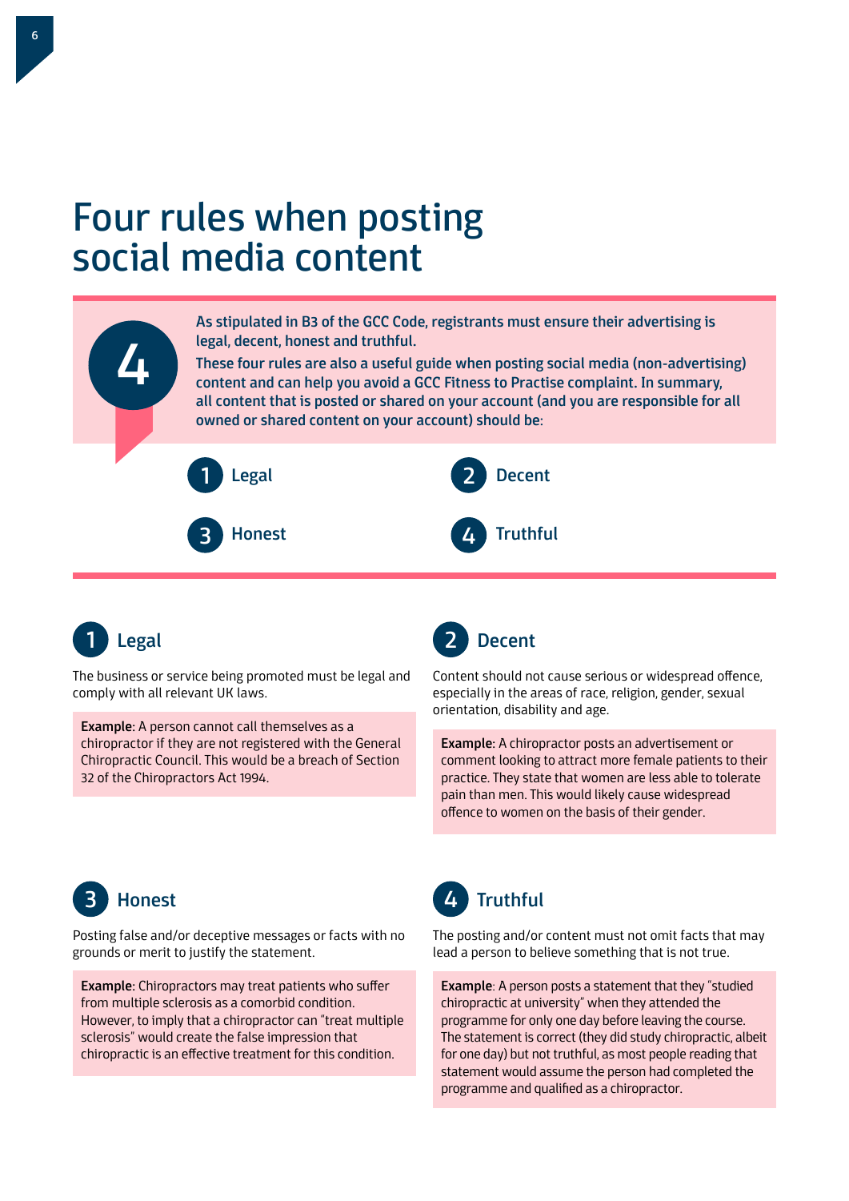# Four rules when posting social media content

**As stipulated in B3 of the GCC Code, registrants must ensure their advertising is legal, decent, honest and truthful.**

**These four rules are also a useful guide when posting social media (non-advertising) content and can help you avoid a GCC Fitness to Practise complaint. In summary, all content that is posted or shared on your account (and you are responsible for all owned or shared content on your account) should be:**

1. Legal
2. Decent
3. Honest
4. Truthful

## 1 Legal

The business or service being promoted must be legal and comply with all relevant UK laws.

**Example**: A person cannot call themselves as a chiropractor if they are not registered with the General Chiropractic Council. This would be a breach of Section 32 of the Chiropractors Act 1994.

## 2 Decent

Content should not cause serious or widespread offence, especially in the areas of race, religion, gender, sexual orientation, disability and age.

**Example**: A chiropractor posts an advertisement or comment looking to attract more female patients to their practice. They state that women are less able to tolerate pain than men. This would likely cause widespread offence to women on the basis of their gender.

## 3 Honest

Posting false and/or deceptive messages or facts with no grounds or merit to justify the statement.

**Example**: Chiropractors may treat patients who suffer from multiple sclerosis as a comorbid condition. However, to imply that a chiropractor can "treat multiple sclerosis" would create the false impression that chiropractic is an effective treatment for this condition.

## 4 Truthful

The posting and/or content must not omit facts that may lead a person to believe something that is not true.

**Example**: A person posts a statement that they "studied chiropractic at university" when they attended the programme for only one day before leaving the course. The statement is correct (they did study chiropractic, albeit for one day) but not truthful, as most people reading that statement would assume the person had completed the programme and qualified as a chiropractor.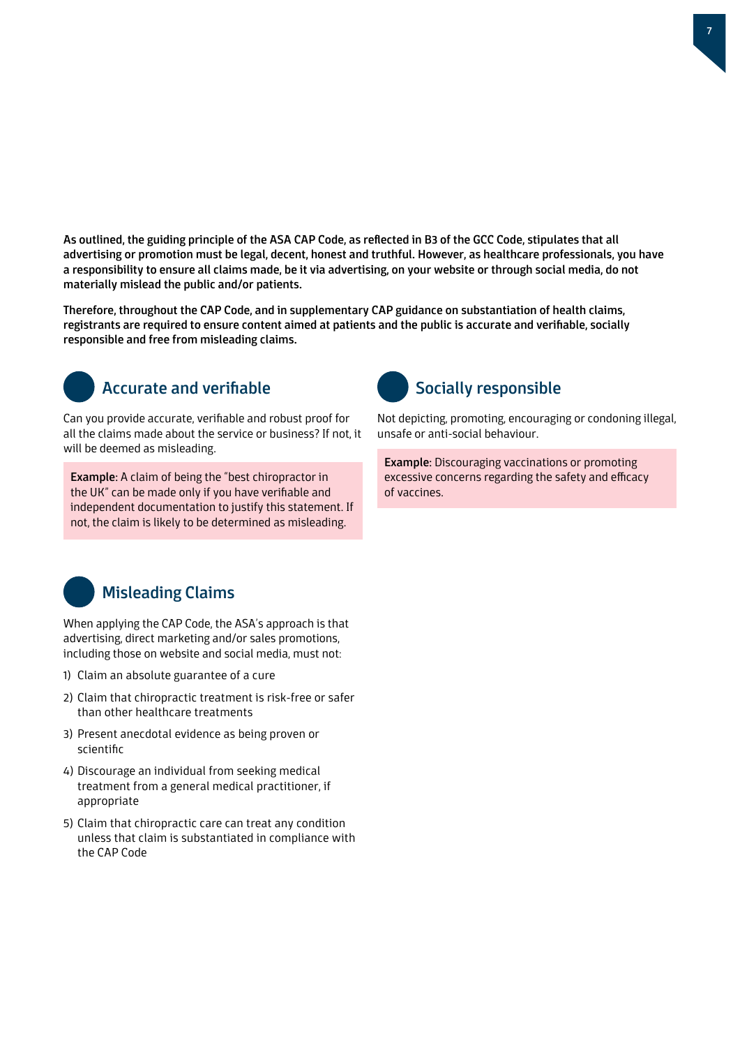**As outlined, the guiding principle of the ASA CAP Code, as reflected in B3 of the GCC Code, stipulates that all advertising or promotion must be legal, decent, honest and truthful. However, as healthcare professionals, you have a responsibility to ensure all claims made, be it via advertising, on your website or through social media, do not materially mislead the public and/or patients.**

**Therefore, throughout the CAP Code, and in supplementary CAP guidance on substantiation of health claims, registrants are required to ensure content aimed at patients and the public is accurate and verifiable, socially responsible and free from misleading claims.**

## Accurate and verifiable

Can you provide accurate, verifiable and robust proof for all the claims made about the service or business? If not, it will be deemed as misleading.

**Example:** A claim of being the "best chiropractor in the UK" can be made only if you have verifiable and independent documentation to justify this statement. If not, the claim is likely to be determined as misleading.

## Socially responsible

Not depicting, promoting, encouraging or condoning illegal, unsafe or anti-social behaviour.

**Example:** Discouraging vaccinations or promoting excessive concerns regarding the safety and efficacy of vaccines.

## Misleading Claims

When applying the CAP Code, the ASA's approach is that advertising, direct marketing and/or sales promotions, including those on website and social media, must not:

1) Claim an absolute guarantee of a cure
2) Claim that chiropractic treatment is risk-free or safer than other healthcare treatments
3) Present anecdotal evidence as being proven or scientific
4) Discourage an individual from seeking medical treatment from a general medical practitioner, if appropriate
5) Claim that chiropractic care can treat any condition unless that claim is substantiated in compliance with the CAP Code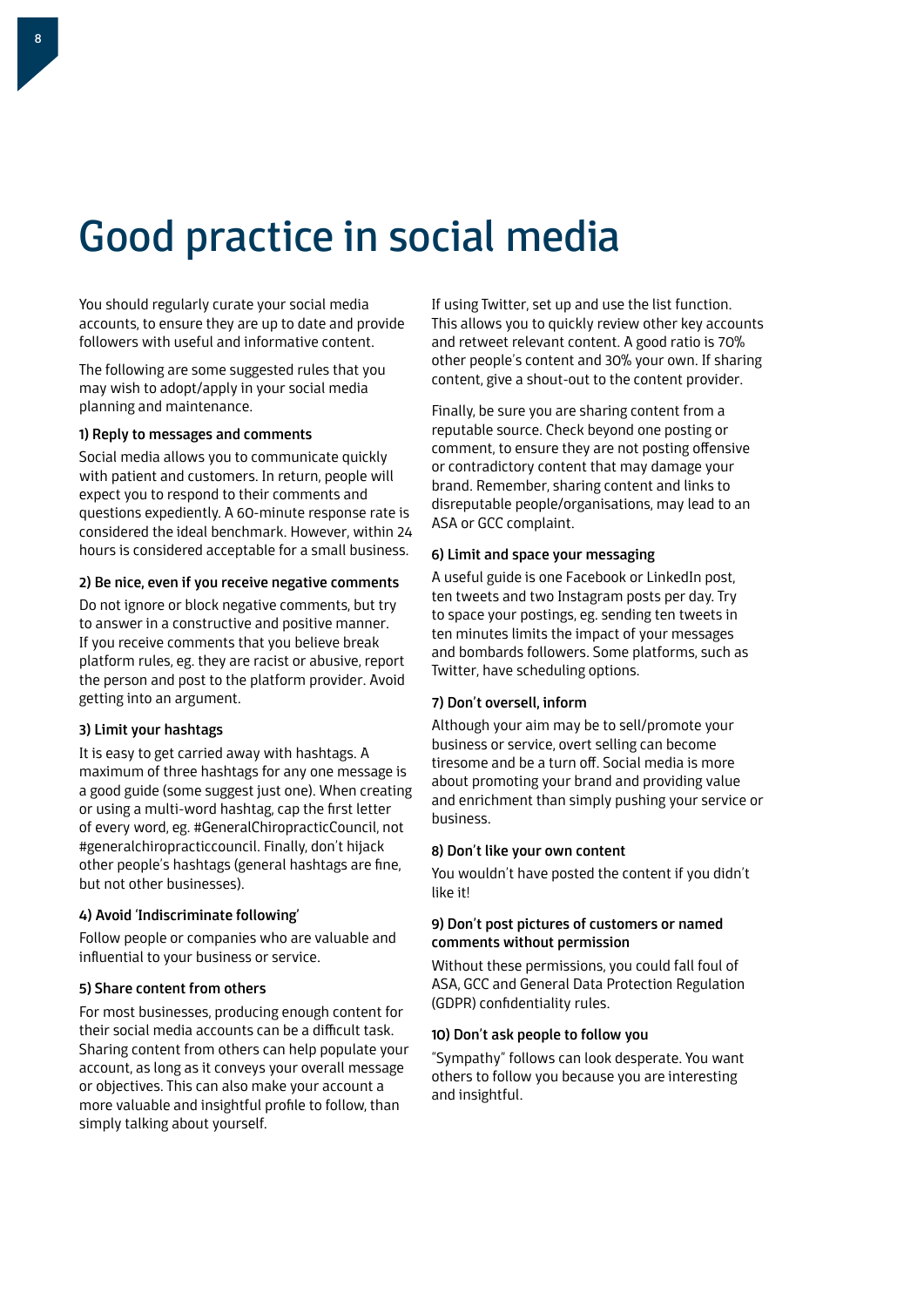# Good practice in social media

You should regularly curate your social media accounts, to ensure they are up to date and provide followers with useful and informative content.

The following are some suggested rules that you may wish to adopt/apply in your social media planning and maintenance.

#### 1) Reply to messages and comments

Social media allows you to communicate quickly with patient and customers. In return, people will expect you to respond to their comments and questions expediently. A 60-minute response rate is considered the ideal benchmark. However, within 24 hours is considered acceptable for a small business.

#### 2) Be nice, even if you receive negative comments

Do not ignore or block negative comments, but try to answer in a constructive and positive manner. If you receive comments that you believe break platform rules, eg. they are racist or abusive, report the person and post to the platform provider. Avoid getting into an argument.

#### 3) Limit your hashtags

It is easy to get carried away with hashtags. A maximum of three hashtags for any one message is a good guide (some suggest just one). When creating or using a multi-word hashtag, cap the first letter of every word, eg. #GeneralChiropracticCouncil, not #generalchiropracticcouncil. Finally, don't hijack other people's hashtags (general hashtags are fine, but not other businesses).

#### 4) Avoid 'Indiscriminate following'

Follow people or companies who are valuable and influential to your business or service.

#### 5) Share content from others

For most businesses, producing enough content for their social media accounts can be a difficult task. Sharing content from others can help populate your account, as long as it conveys your overall message or objectives. This can also make your account a more valuable and insightful profile to follow, than simply talking about yourself.

If using Twitter, set up and use the list function. This allows you to quickly review other key accounts and retweet relevant content. A good ratio is 70% other people's content and 30% your own. If sharing content, give a shout-out to the content provider.

Finally, be sure you are sharing content from a reputable source. Check beyond one posting or comment, to ensure they are not posting offensive or contradictory content that may damage your brand. Remember, sharing content and links to disreputable people/organisations, may lead to an ASA or GCC complaint.

#### 6) Limit and space your messaging

A useful guide is one Facebook or LinkedIn post, ten tweets and two Instagram posts per day. Try to space your postings, eg. sending ten tweets in ten minutes limits the impact of your messages and bombards followers. Some platforms, such as Twitter, have scheduling options.

#### 7) Don't oversell, inform

Although your aim may be to sell/promote your business or service, overt selling can become tiresome and be a turn off. Social media is more about promoting your brand and providing value and enrichment than simply pushing your service or business.

#### 8) Don't like your own content

You wouldn't have posted the content if you didn't like it!

#### 9) Don't post pictures of customers or named comments without permission

Without these permissions, you could fall foul of ASA, GCC and General Data Protection Regulation (GDPR) confidentiality rules.

#### 10) Don't ask people to follow you

"Sympathy" follows can look desperate. You want others to follow you because you are interesting and insightful.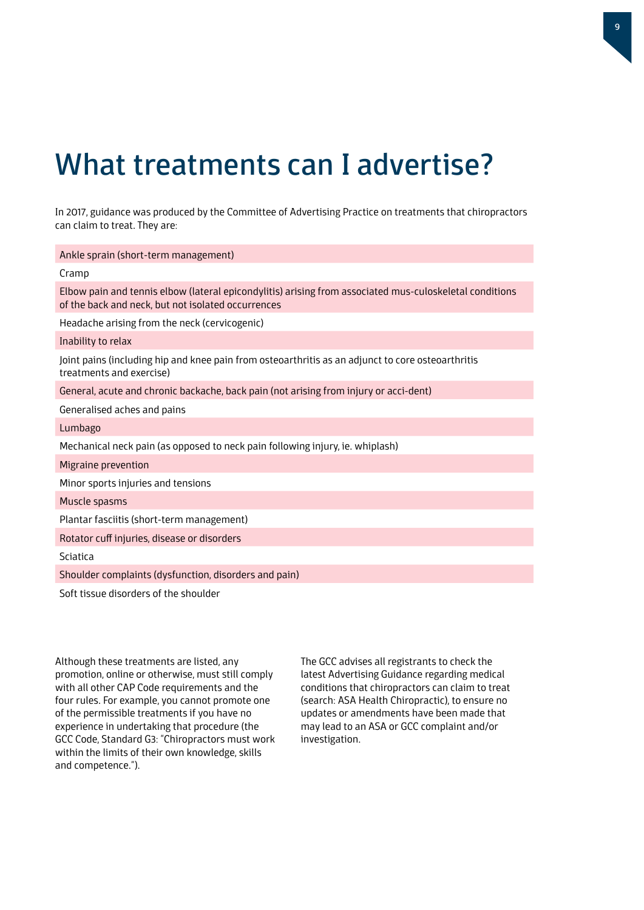# What treatments can I advertise?

In 2017, guidance was produced by the Committee of Advertising Practice on treatments that chiropractors can claim to treat. They are:

- Ankle sprain (short-term management)
- Cramp
- Elbow pain and tennis elbow (lateral epicondylitis) arising from associated mus-culoskeletal conditions of the back and neck, but not isolated occurrences
- Headache arising from the neck (cervicogenic)
- Inability to relax
- Joint pains (including hip and knee pain from osteoarthritis as an adjunct to core osteoarthritis treatments and exercise)
- General, acute and chronic backache, back pain (not arising from injury or acci-dent)
- Generalised aches and pains
- Lumbago
- Mechanical neck pain (as opposed to neck pain following injury, ie. whiplash)
- Migraine prevention
- Minor sports injuries and tensions
- Muscle spasms
- Plantar fasciitis (short-term management)
- Rotator cuff injuries, disease or disorders
- Sciatica
- Shoulder complaints (dysfunction, disorders and pain)
- Soft tissue disorders of the shoulder

Although these treatments are listed, any promotion, online or otherwise, must still comply with all other CAP Code requirements and the four rules. For example, you cannot promote one of the permissible treatments if you have no experience in undertaking that procedure (the GCC Code, Standard G3: "Chiropractors must work within the limits of their own knowledge, skills and competence.").

The GCC advises all registrants to check the latest Advertising Guidance regarding medical conditions that chiropractors can claim to treat (search: ASA Health Chiropractic), to ensure no updates or amendments have been made that may lead to an ASA or GCC complaint and/or investigation.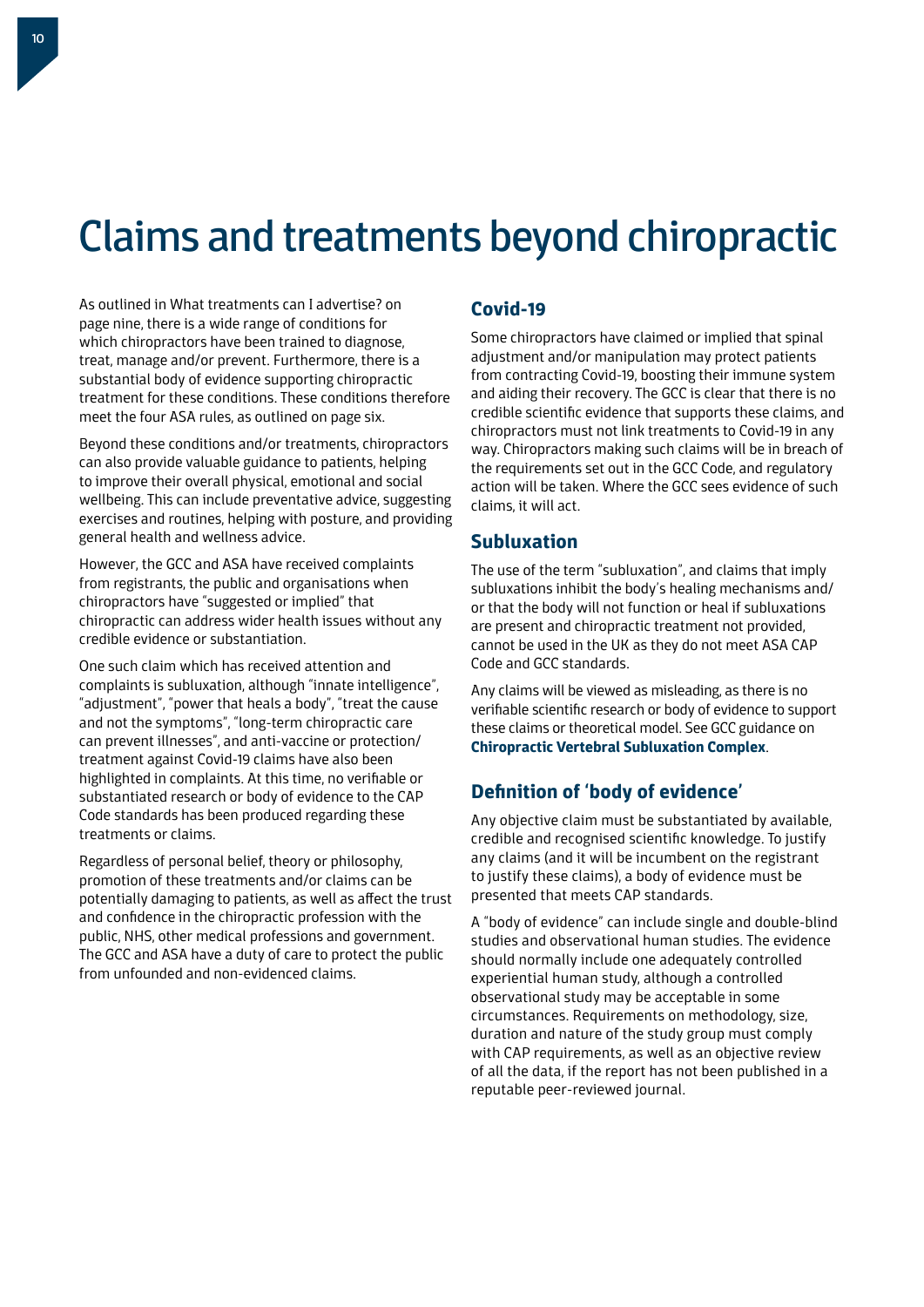# Claims and treatments beyond chiropractic

As outlined in What treatments can I advertise? on page nine, there is a wide range of conditions for which chiropractors have been trained to diagnose, treat, manage and/or prevent. Furthermore, there is a substantial body of evidence supporting chiropractic treatment for these conditions. These conditions therefore meet the four ASA rules, as outlined on page six.

Beyond these conditions and/or treatments, chiropractors can also provide valuable guidance to patients, helping to improve their overall physical, emotional and social wellbeing. This can include preventative advice, suggesting exercises and routines, helping with posture, and providing general health and wellness advice.

However, the GCC and ASA have received complaints from registrants, the public and organisations when chiropractors have "suggested or implied" that chiropractic can address wider health issues without any credible evidence or substantiation.

One such claim which has received attention and complaints is subluxation, although "innate intelligence", "adjustment", "power that heals a body", "treat the cause and not the symptoms", "long-term chiropractic care can prevent illnesses", and anti-vaccine or protection/treatment against Covid-19 claims have also been highlighted in complaints. At this time, no verifiable or substantiated research or body of evidence to the CAP Code standards has been produced regarding these treatments or claims.

Regardless of personal belief, theory or philosophy, promotion of these treatments and/or claims can be potentially damaging to patients, as well as affect the trust and confidence in the chiropractic profession with the public, NHS, other medical professions and government. The GCC and ASA have a duty of care to protect the public from unfounded and non-evidenced claims.

## Covid-19

Some chiropractors have claimed or implied that spinal adjustment and/or manipulation may protect patients from contracting Covid-19, boosting their immune system and aiding their recovery. The GCC is clear that there is no credible scientific evidence that supports these claims, and chiropractors must not link treatments to Covid-19 in any way. Chiropractors making such claims will be in breach of the requirements set out in the GCC Code, and regulatory action will be taken. Where the GCC sees evidence of such claims, it will act.

## Subluxation

The use of the term "subluxation", and claims that imply subluxations inhibit the body's healing mechanisms and/or that the body will not function or heal if subluxations are present and chiropractic treatment not provided, cannot be used in the UK as they do not meet ASA CAP Code and GCC standards.

Any claims will be viewed as misleading, as there is no verifiable scientific research or body of evidence to support these claims or theoretical model. See GCC guidance on **Chiropractic Vertebral Subluxation Complex**.

## Definition of 'body of evidence'

Any objective claim must be substantiated by available, credible and recognised scientific knowledge. To justify any claims (and it will be incumbent on the registrant to justify these claims), a body of evidence must be presented that meets CAP standards.

A "body of evidence" can include single and double-blind studies and observational human studies. The evidence should normally include one adequately controlled experiential human study, although a controlled observational study may be acceptable in some circumstances. Requirements on methodology, size, duration and nature of the study group must comply with CAP requirements, as well as an objective review of all the data, if the report has not been published in a reputable peer-reviewed journal.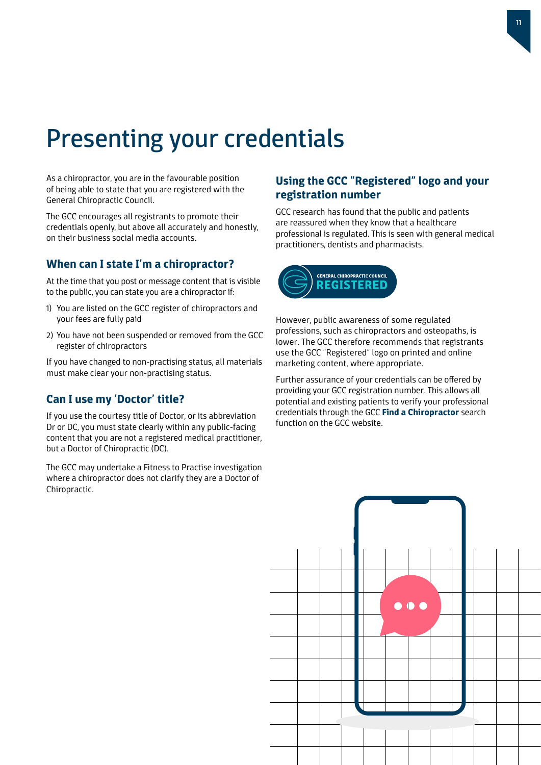# Presenting your credentials

As a chiropractor, you are in the favourable position of being able to state that you are registered with the General Chiropractic Council.

The GCC encourages all registrants to promote their credentials openly, but above all accurately and honestly, on their business social media accounts.

## When can I state I'm a chiropractor?

At the time that you post or message content that is visible to the public, you can state you are a chiropractor if:

1) You are listed on the GCC register of chiropractors and your fees are fully paid
2) You have not been suspended or removed from the GCC register of chiropractors

If you have changed to non-practising status, all materials must make clear your non-practising status.

## Can I use my 'Doctor' title?

If you use the courtesy title of Doctor, or its abbreviation Dr or DC, you must state clearly within any public-facing content that you are not a registered medical practitioner, but a Doctor of Chiropractic (DC).

The GCC may undertake a Fitness to Practise investigation where a chiropractor does not clarify they are a Doctor of Chiropractic.

## Using the GCC "Registered" logo and your registration number

GCC research has found that the public and patients are reassured when they know that a healthcare professional is regulated. This is seen with general medical practitioners, dentists and pharmacists.

GENERAL CHIROPRACTIC COUNCIL REGISTERED

However, public awareness of some regulated professions, such as chiropractors and osteopaths, is lower. The GCC therefore recommends that registrants use the GCC "Registered" logo on printed and online marketing content, where appropriate.

Further assurance of your credentials can be offered by providing your GCC registration number. This allows all potential and existing patients to verify your professional credentials through the GCC **Find a Chiropractor** search function on the GCC website.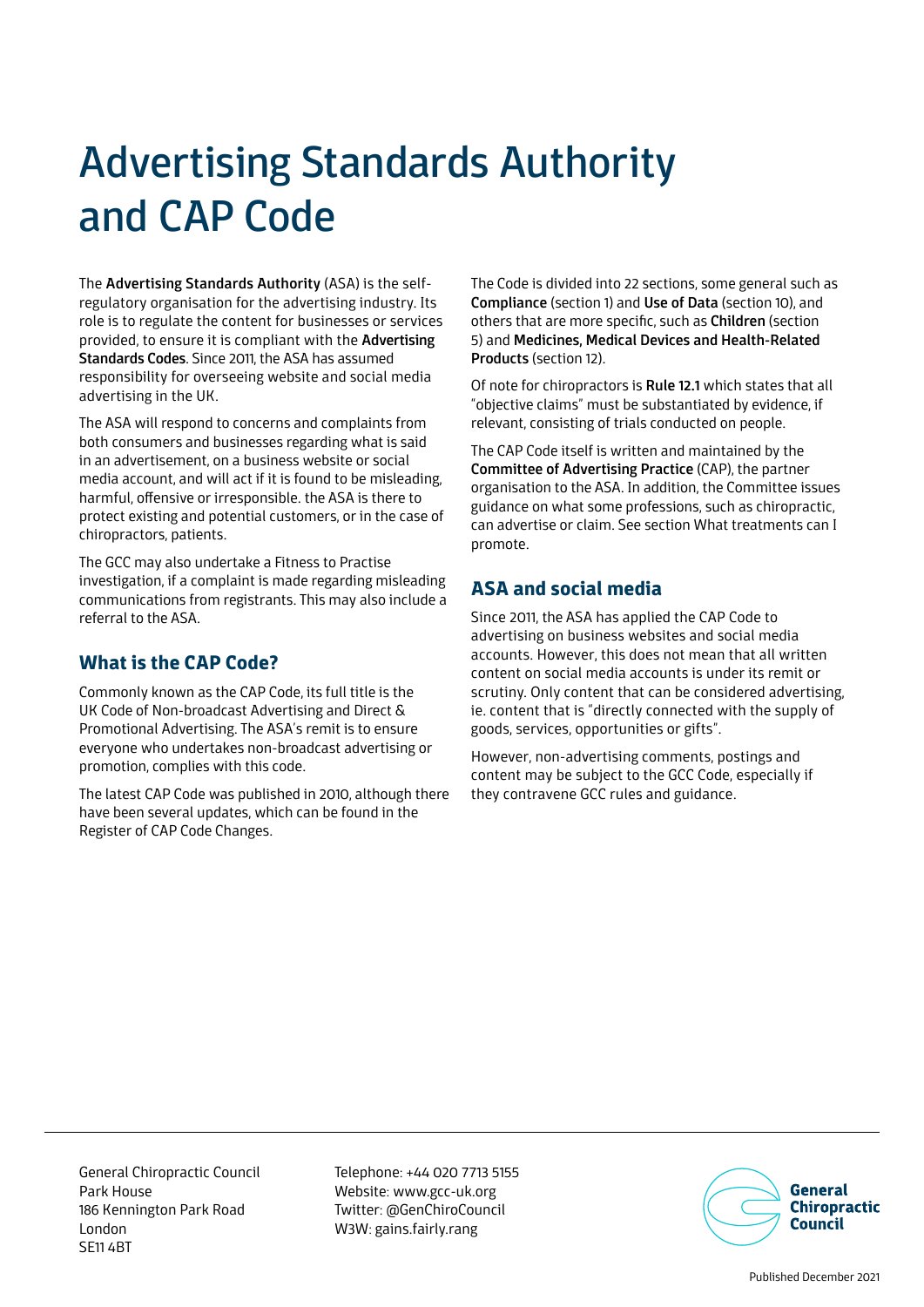# Advertising Standards Authority and CAP Code

The **Advertising Standards Authority** (ASA) is the self-regulatory organisation for the advertising industry. Its role is to regulate the content for businesses or services provided, to ensure it is compliant with the **Advertising Standards Codes**. Since 2011, the ASA has assumed responsibility for overseeing website and social media advertising in the UK.

The ASA will respond to concerns and complaints from both consumers and businesses regarding what is said in an advertisement, on a business website or social media account, and will act if it is found to be misleading, harmful, offensive or irresponsible. the ASA is there to protect existing and potential customers, or in the case of chiropractors, patients.

The GCC may also undertake a Fitness to Practise investigation, if a complaint is made regarding misleading communications from registrants. This may also include a referral to the ASA.

## What is the CAP Code?

Commonly known as the CAP Code, its full title is the UK Code of Non-broadcast Advertising and Direct & Promotional Advertising. The ASA's remit is to ensure everyone who undertakes non-broadcast advertising or promotion, complies with this code.

The latest CAP Code was published in 2010, although there have been several updates, which can be found in the Register of CAP Code Changes.

The Code is divided into 22 sections, some general such as **Compliance** (section 1) and **Use of Data** (section 10), and others that are more specific, such as **Children** (section 5) and **Medicines, Medical Devices and Health-Related Products** (section 12).

Of note for chiropractors is **Rule 12.1** which states that all "objective claims" must be substantiated by evidence, if relevant, consisting of trials conducted on people.

The CAP Code itself is written and maintained by the **Committee of Advertising Practice** (CAP), the partner organisation to the ASA. In addition, the Committee issues guidance on what some professions, such as chiropractic, can advertise or claim. See section What treatments can I promote.

## ASA and social media

Since 2011, the ASA has applied the CAP Code to advertising on business websites and social media accounts. However, this does not mean that all written content on social media accounts is under its remit or scrutiny. Only content that can be considered advertising, ie. content that is "directly connected with the supply of goods, services, opportunities or gifts".

However, non-advertising comments, postings and content may be subject to the GCC Code, especially if they contravene GCC rules and guidance.

General Chiropractic Council
Park House
186 Kennington Park Road
London
SE11 4BT

Telephone: +44 020 7713 5155
Website: www.gcc-uk.org
Twitter: @GenChiroCouncil
W3W: gains.fairly.rang

General Chiropractic Council

Published December 2021